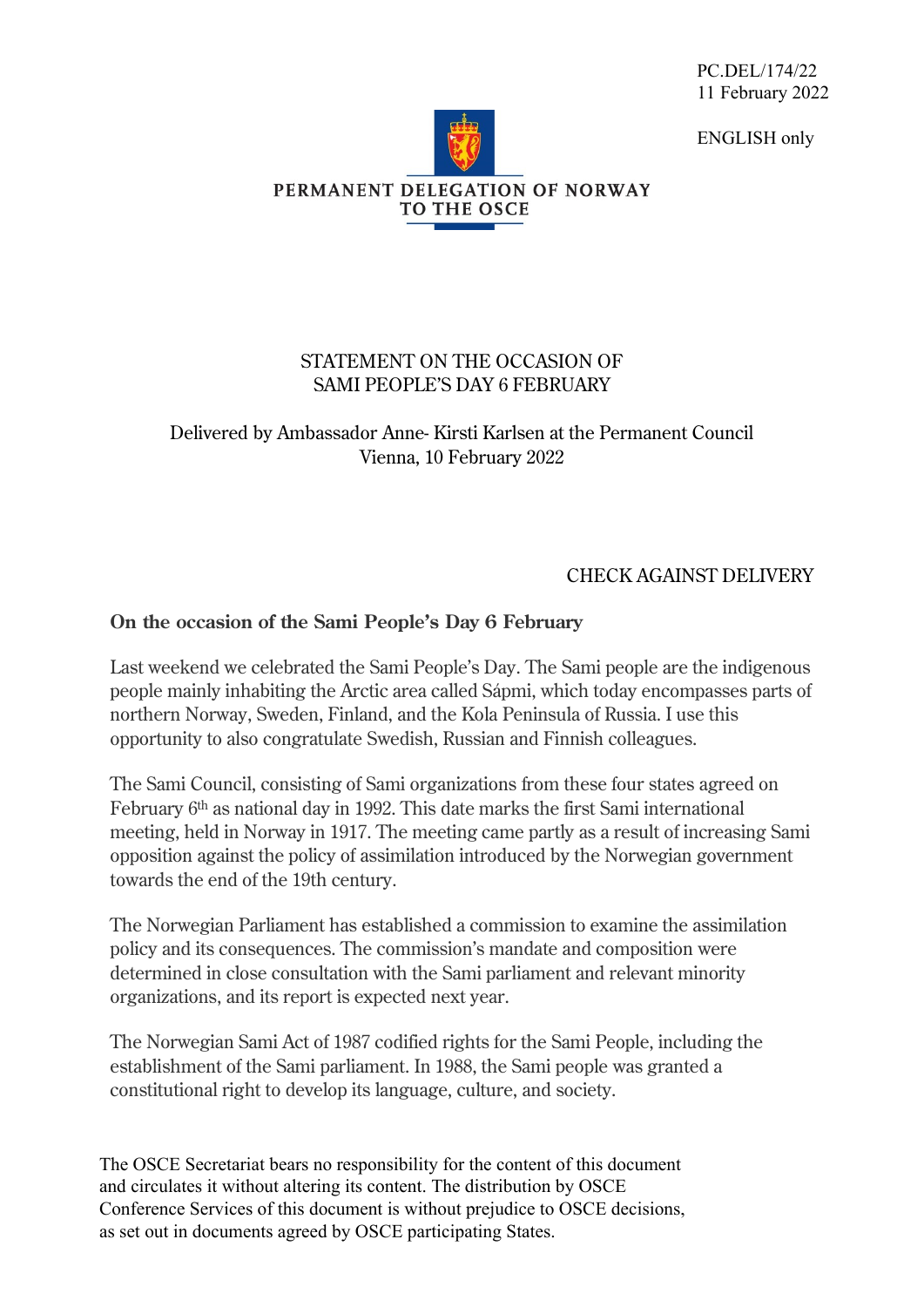PC.DEL/174/22
11 February 2022

ENGLISH only

PERMANENT DELEGATION OF NORWAY TO THE OSCE

STATEMENT ON THE OCCASION OF
SAMI PEOPLE'S DAY 6 FEBRUARY

Delivered by Ambassador Anne- Kirsti Karlsen at the Permanent Council
Vienna, 10 February 2022

CHECK AGAINST DELIVERY

**On the occasion of the Sami People's Day 6 February**

Last weekend we celebrated the Sami People's Day. The Sami people are the indigenous people mainly inhabiting the Arctic area called Sápmi, which today encompasses parts of northern Norway, Sweden, Finland, and the Kola Peninsula of Russia. I use this opportunity to also congratulate Swedish, Russian and Finnish colleagues.

The Sami Council, consisting of Sami organizations from these four states agreed on February 6th as national day in 1992. This date marks the first Sami international meeting, held in Norway in 1917. The meeting came partly as a result of increasing Sami opposition against the policy of assimilation introduced by the Norwegian government towards the end of the 19th century.

The Norwegian Parliament has established a commission to examine the assimilation policy and its consequences. The commission's mandate and composition were determined in close consultation with the Sami parliament and relevant minority organizations, and its report is expected next year.

The Norwegian Sami Act of 1987 codified rights for the Sami People, including the establishment of the Sami parliament. In 1988, the Sami people was granted a constitutional right to develop its language, culture, and society.

The OSCE Secretariat bears no responsibility for the content of this document and circulates it without altering its content. The distribution by OSCE Conference Services of this document is without prejudice to OSCE decisions, as set out in documents agreed by OSCE participating States.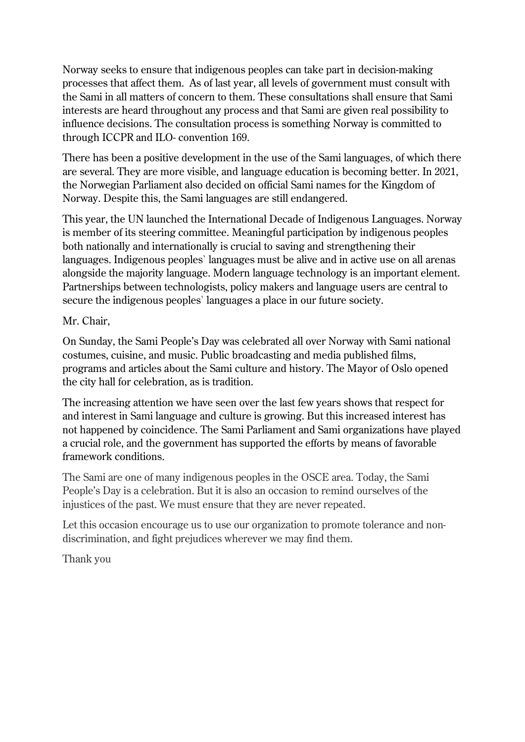Norway seeks to ensure that indigenous peoples can take part in decision-making processes that affect them. As of last year, all levels of government must consult with the Sami in all matters of concern to them. These consultations shall ensure that Sami interests are heard throughout any process and that Sami are given real possibility to influence decisions. The consultation process is something Norway is committed to through ICCPR and ILO- convention 169.

There has been a positive development in the use of the Sami languages, of which there are several. They are more visible, and language education is becoming better. In 2021, the Norwegian Parliament also decided on official Sami names for the Kingdom of Norway. Despite this, the Sami languages are still endangered.

This year, the UN launched the International Decade of Indigenous Languages. Norway is member of its steering committee. Meaningful participation by indigenous peoples both nationally and internationally is crucial to saving and strengthening their languages. Indigenous peoples` languages must be alive and in active use on all arenas alongside the majority language. Modern language technology is an important element. Partnerships between technologists, policy makers and language users are central to secure the indigenous peoples` languages a place in our future society.

Mr. Chair,

On Sunday, the Sami People's Day was celebrated all over Norway with Sami national costumes, cuisine, and music. Public broadcasting and media published films, programs and articles about the Sami culture and history. The Mayor of Oslo opened the city hall for celebration, as is tradition.

The increasing attention we have seen over the last few years shows that respect for and interest in Sami language and culture is growing. But this increased interest has not happened by coincidence. The Sami Parliament and Sami organizations have played a crucial role, and the government has supported the efforts by means of favorable framework conditions.

The Sami are one of many indigenous peoples in the OSCE area. Today, the Sami People's Day is a celebration. But it is also an occasion to remind ourselves of the injustices of the past. We must ensure that they are never repeated.

Let this occasion encourage us to use our organization to promote tolerance and non-discrimination, and fight prejudices wherever we may find them.

Thank you